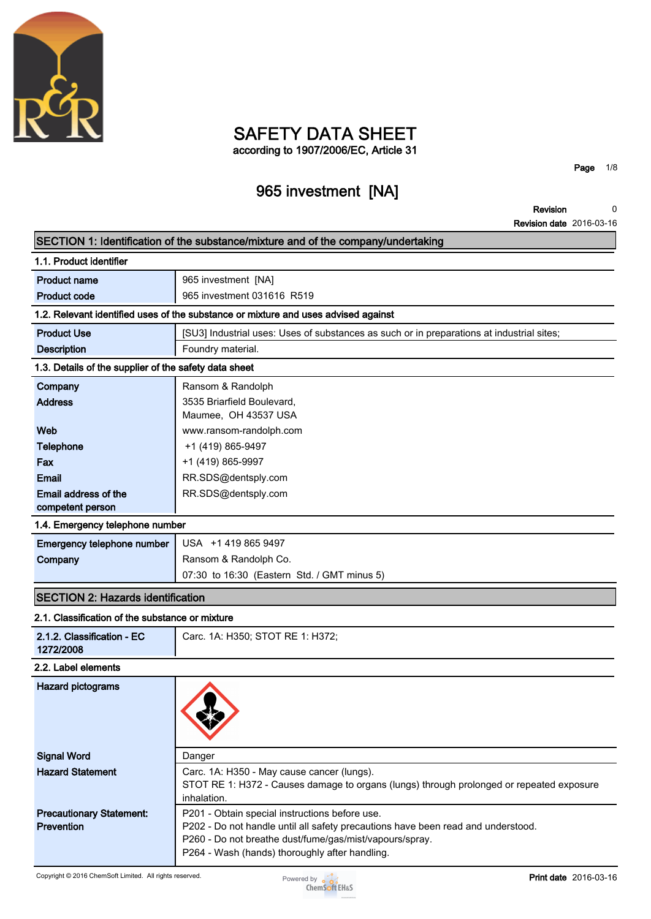# SAFETY DATA SHEET

according to 1907/2006/EC, Article 31

## 965 investment [NA]

**Revision** 0
**Revision date** 2016-03-16

## SECTION 1: Identification of the substance/mixture and of the company/undertaking

### 1.1. Product identifier

| | |
|---|---|
| **Product name** | 965 investment [NA] |
| **Product code** | 965 investment 031616 R519 |

### 1.2. Relevant identified uses of the substance or mixture and uses advised against

| | |
|---|---|
| **Product Use** | [SU3] Industrial uses: Uses of substances as such or in preparations at industrial sites; |
| **Description** | Foundry material. |

### 1.3. Details of the supplier of the safety data sheet

| | |
|---|---|
| **Company** | Ransom & Randolph |
| **Address** | 3535 Briarfield Boulevard,<br>Maumee, OH 43537 USA |
| **Web** | www.ransom-randolph.com |
| **Telephone** | +1 (419) 865-9497 |
| **Fax** | +1 (419) 865-9997 |
| **Email** | RR.SDS@dentsply.com |
| **Email address of the competent person** | RR.SDS@dentsply.com |

### 1.4. Emergency telephone number

| | |
|---|---|
| **Emergency telephone number** | USA +1 419 865 9497 |
| **Company** | Ransom & Randolph Co.<br>07:30 to 16:30 (Eastern Std. / GMT minus 5) |

## SECTION 2: Hazards identification

### 2.1. Classification of the substance or mixture

| | |
|---|---|
| **2.1.2. Classification - EC 1272/2008** | Carc. 1A: H350; STOT RE 1: H372; |

### 2.2. Label elements

| | |
|---|---|
| **Hazard pictograms** | |
| **Signal Word** | Danger |
| **Hazard Statement** | Carc. 1A: H350 - May cause cancer (lungs).<br>STOT RE 1: H372 - Causes damage to organs (lungs) through prolonged or repeated exposure inhalation. |
| **Precautionary Statement: Prevention** | P201 - Obtain special instructions before use.<br>P202 - Do not handle until all safety precautions have been read and understood.<br>P260 - Do not breathe dust/fume/gas/mist/vapours/spray.<br>P264 - Wash (hands) thoroughly after handling. |

Copyright © 2016 ChemSoft Limited. All rights reserved.

**Print date** 2016-03-16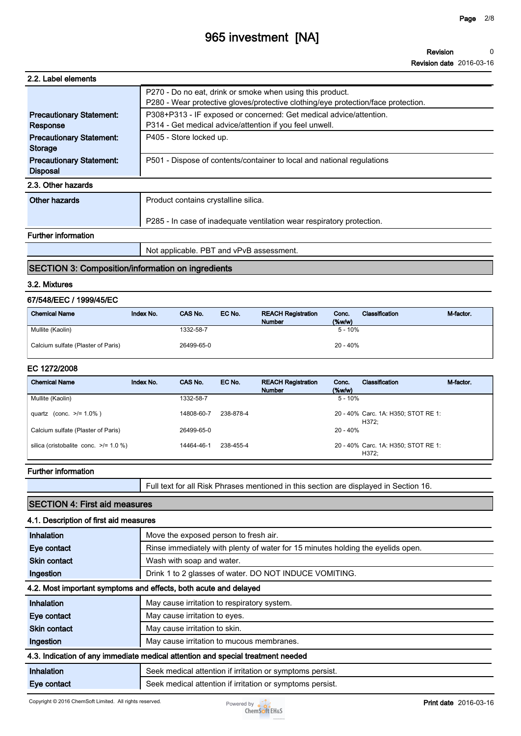### 2.2. Label elements

| | |
|---|---|
| | P270 - Do no eat, drink or smoke when using this product.<br>P280 - Wear protective gloves/protective clothing/eye protection/face protection. |
| **Precautionary Statement: Response** | P308+P313 - IF exposed or concerned: Get medical advice/attention.<br>P314 - Get medical advice/attention if you feel unwell. |
| **Precautionary Statement: Storage** | P405 - Store locked up. |
| **Precautionary Statement: Disposal** | P501 - Dispose of contents/container to local and national regulations |

### 2.3. Other hazards

| | |
|---|---|
| **Other hazards** | Product contains crystalline silica.<br><br>P285 - In case of inadequate ventilation wear respiratory protection. |

### Further information

| | |
|---|---|
| | Not applicable. PBT and vPvB assessment. |

## SECTION 3: Composition/information on ingredients

### 3.2. Mixtures

#### 67/548/EEC / 1999/45/EC

| Chemical Name | Index No. | CAS No. | EC No. | REACH Registration Number | Conc. (%w/w) | Classification | M-factor. |
|---|---|---|---|---|---|---|---|
| Mullite (Kaolin) | | 1332-58-7 | | | 5 - 10% | | |
| Calcium sulfate (Plaster of Paris) | | 26499-65-0 | | | 20 - 40% | | |

#### EC 1272/2008

| Chemical Name | Index No. | CAS No. | EC No. | REACH Registration Number | Conc. (%w/w) | Classification | M-factor. |
|---|---|---|---|---|---|---|---|
| Mullite (Kaolin) | | 1332-58-7 | | | 5 - 10% | | |
| quartz (conc. >/= 1.0% ) | | 14808-60-7 | 238-878-4 | | 20 - 40% | Carc. 1A: H350; STOT RE 1: H372; | |
| Calcium sulfate (Plaster of Paris) | | 26499-65-0 | | | 20 - 40% | | |
| silica (cristobalite conc. >/= 1.0 %) | | 14464-46-1 | 238-455-4 | | 20 - 40% | Carc. 1A: H350; STOT RE 1: H372; | |

### Further information

| | |
|---|---|
| | Full text for all Risk Phrases mentioned in this section are displayed in Section 16. |

## SECTION 4: First aid measures

### 4.1. Description of first aid measures

| | |
|---|---|
| **Inhalation** | Move the exposed person to fresh air. |
| **Eye contact** | Rinse immediately with plenty of water for 15 minutes holding the eyelids open. |
| **Skin contact** | Wash with soap and water. |
| **Ingestion** | Drink 1 to 2 glasses of water. DO NOT INDUCE VOMITING. |

### 4.2. Most important symptoms and effects, both acute and delayed

| | |
|---|---|
| **Inhalation** | May cause irritation to respiratory system. |
| **Eye contact** | May cause irritation to eyes. |
| **Skin contact** | May cause irritation to skin. |
| **Ingestion** | May cause irritation to mucous membranes. |

### 4.3. Indication of any immediate medical attention and special treatment needed

| | |
|---|---|
| **Inhalation** | Seek medical attention if irritation or symptoms persist. |
| **Eye contact** | Seek medical attention if irritation or symptoms persist. |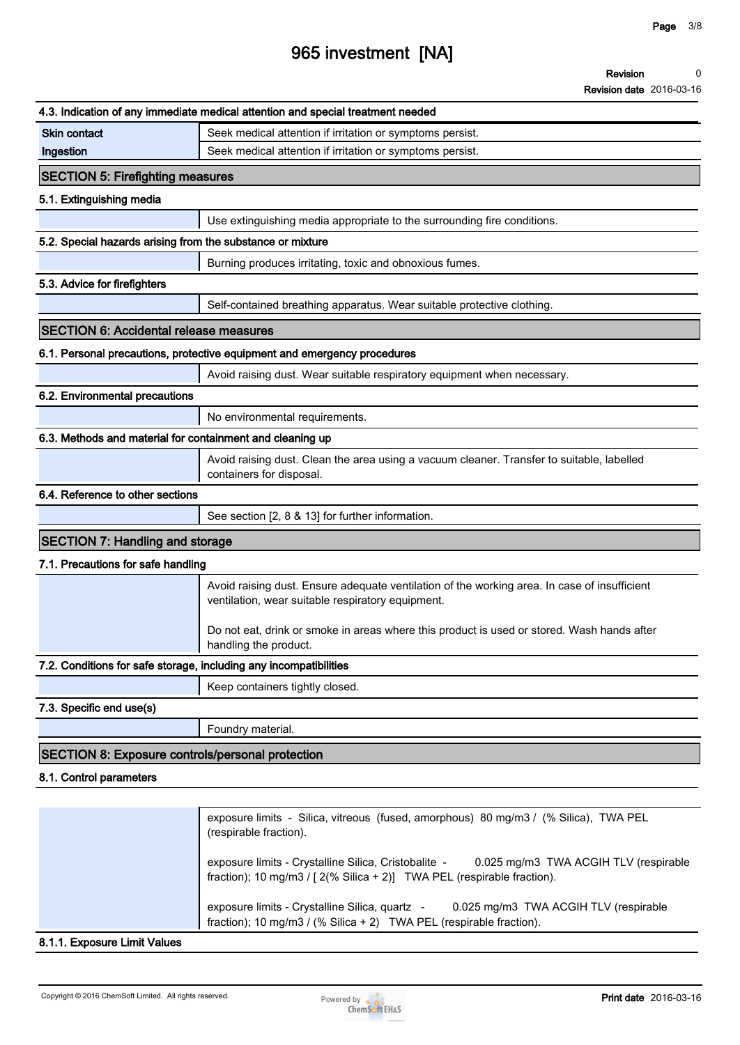### 4.3. Indication of any immediate medical attention and special treatment needed

| | |
|---|---|
| Skin contact | Seek medical attention if irritation or symptoms persist. |
| Ingestion | Seek medical attention if irritation or symptoms persist. |

## SECTION 5: Firefighting measures

### 5.1. Extinguishing media

Use extinguishing media appropriate to the surrounding fire conditions.

### 5.2. Special hazards arising from the substance or mixture

Burning produces irritating, toxic and obnoxious fumes.

### 5.3. Advice for firefighters

Self-contained breathing apparatus. Wear suitable protective clothing.

## SECTION 6: Accidental release measures

### 6.1. Personal precautions, protective equipment and emergency procedures

Avoid raising dust. Wear suitable respiratory equipment when necessary.

### 6.2. Environmental precautions

No environmental requirements.

### 6.3. Methods and material for containment and cleaning up

Avoid raising dust. Clean the area using a vacuum cleaner. Transfer to suitable, labelled containers for disposal.

### 6.4. Reference to other sections

See section [2, 8 & 13] for further information.

## SECTION 7: Handling and storage

### 7.1. Precautions for safe handling

Avoid raising dust. Ensure adequate ventilation of the working area. In case of insufficient ventilation, wear suitable respiratory equipment.

Do not eat, drink or smoke in areas where this product is used or stored. Wash hands after handling the product.

### 7.2. Conditions for safe storage, including any incompatibilities

Keep containers tightly closed.

### 7.3. Specific end use(s)

Foundry material.

## SECTION 8: Exposure controls/personal protection

### 8.1. Control parameters

exposure limits - Silica, vitreous (fused, amorphous) 80 mg/m3 / (% Silica), TWA PEL (respirable fraction).

exposure limits - Crystalline Silica, Cristobalite - 0.025 mg/m3 TWA ACGIH TLV (respirable fraction); 10 mg/m3 / [ 2(% Silica + 2)] TWA PEL (respirable fraction).

exposure limits - Crystalline Silica, quartz - 0.025 mg/m3 TWA ACGIH TLV (respirable fraction); 10 mg/m3 / (% Silica + 2) TWA PEL (respirable fraction).

### 8.1.1. Exposure Limit Values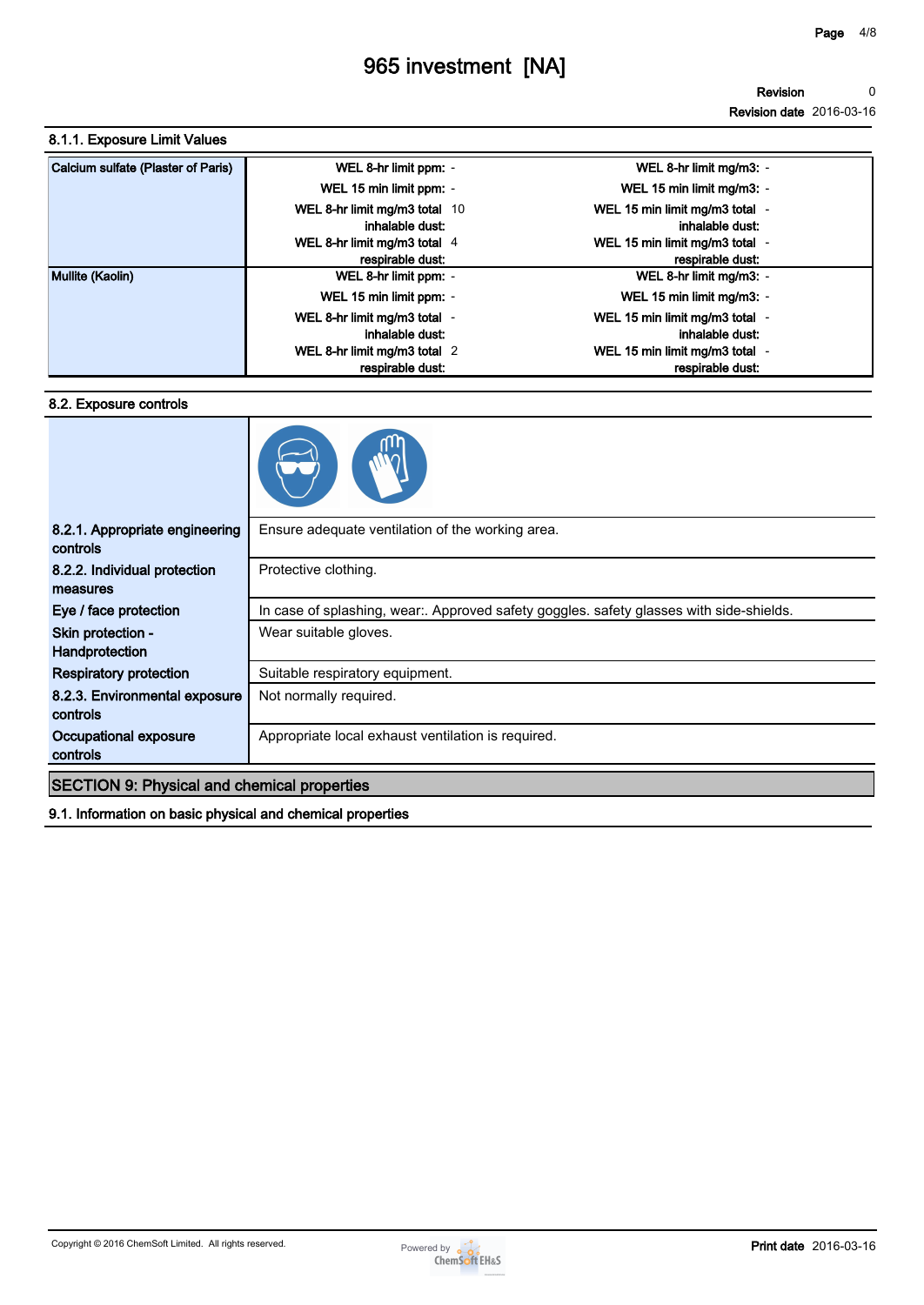### 8.1.1. Exposure Limit Values

| Substance | | | | |
|---|---|---|---|---|
| Calcium sulfate (Plaster of Paris) | WEL 8-hr limit ppm: | - | WEL 8-hr limit mg/m3: | - |
| | WEL 15 min limit ppm: | - | WEL 15 min limit mg/m3: | - |
| | WEL 8-hr limit mg/m3 total inhalable dust: | 10 | WEL 15 min limit mg/m3 total inhalable dust: | - |
| | WEL 8-hr limit mg/m3 total respirable dust: | 4 | WEL 15 min limit mg/m3 total respirable dust: | - |
| Mullite (Kaolin) | WEL 8-hr limit ppm: | - | WEL 8-hr limit mg/m3: | - |
| | WEL 15 min limit ppm: | - | WEL 15 min limit mg/m3: | - |
| | WEL 8-hr limit mg/m3 total inhalable dust: | - | WEL 15 min limit mg/m3 total inhalable dust: | - |
| | WEL 8-hr limit mg/m3 total respirable dust: | 2 | WEL 15 min limit mg/m3 total respirable dust: | - |

### 8.2. Exposure controls

| | |
|---|---|
| **8.2.1. Appropriate engineering controls** | Ensure adequate ventilation of the working area. |
| **8.2.2. Individual protection measures** | Protective clothing. |
| **Eye / face protection** | In case of splashing, wear:. Approved safety goggles. safety glasses with side-shields. |
| **Skin protection - Handprotection** | Wear suitable gloves. |
| **Respiratory protection** | Suitable respiratory equipment. |
| **8.2.3. Environmental exposure controls** | Not normally required. |
| **Occupational exposure controls** | Appropriate local exhaust ventilation is required. |

## SECTION 9: Physical and chemical properties

### 9.1. Information on basic physical and chemical properties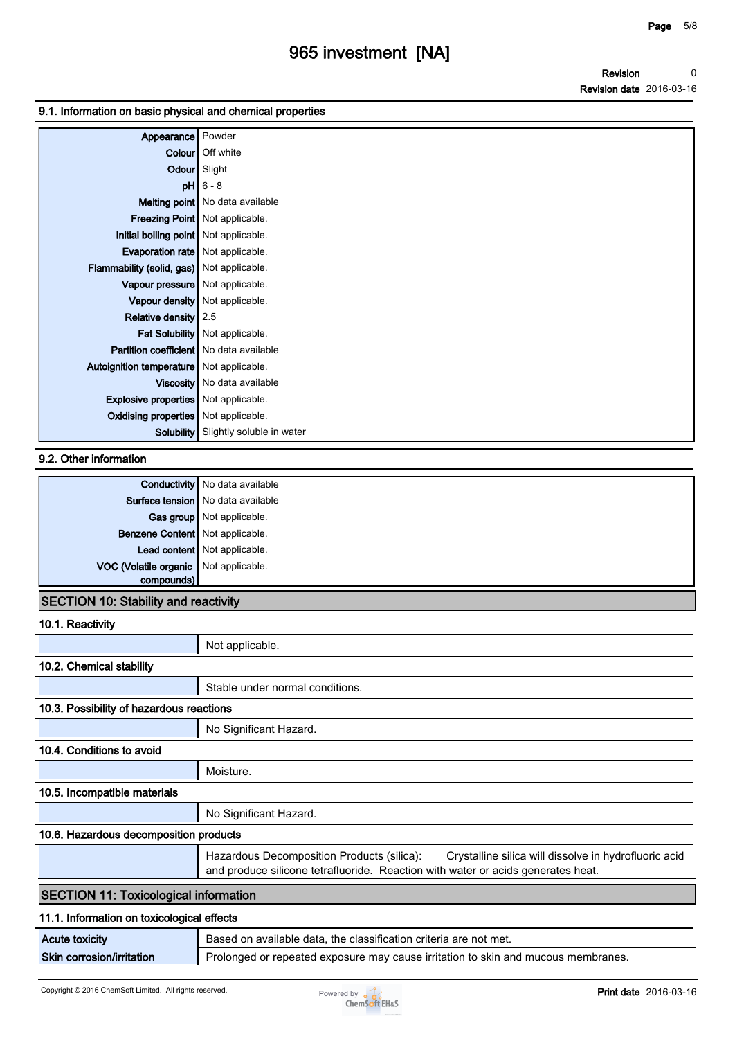### 9.1. Information on basic physical and chemical properties

| | |
|---|---|
| **Appearance** | Powder |
| **Colour** | Off white |
| **Odour** | Slight |
| **pH** | 6 - 8 |
| **Melting point** | No data available |
| **Freezing Point** | Not applicable. |
| **Initial boiling point** | Not applicable. |
| **Evaporation rate** | Not applicable. |
| **Flammability (solid, gas)** | Not applicable. |
| **Vapour pressure** | Not applicable. |
| **Vapour density** | Not applicable. |
| **Relative density** | 2.5 |
| **Fat Solubility** | Not applicable. |
| **Partition coefficient** | No data available |
| **Autoignition temperature** | Not applicable. |
| **Viscosity** | No data available |
| **Explosive properties** | Not applicable. |
| **Oxidising properties** | Not applicable. |
| **Solubility** | Slightly soluble in water |

### 9.2. Other information

| | |
|---|---|
| **Conductivity** | No data available |
| **Surface tension** | No data available |
| **Gas group** | Not applicable. |
| **Benzene Content** | Not applicable. |
| **Lead content** | Not applicable. |
| **VOC (Volatile organic compounds)** | Not applicable. |

## SECTION 10: Stability and reactivity

### 10.1. Reactivity

Not applicable.

### 10.2. Chemical stability

Stable under normal conditions.

### 10.3. Possibility of hazardous reactions

No Significant Hazard.

### 10.4. Conditions to avoid

Moisture.

### 10.5. Incompatible materials

No Significant Hazard.

### 10.6. Hazardous decomposition products

Hazardous Decomposition Products (silica): Crystalline silica will dissolve in hydrofluoric acid and produce silicone tetrafluoride. Reaction with water or acids generates heat.

## SECTION 11: Toxicological information

### 11.1. Information on toxicological effects

| | |
|---|---|
| **Acute toxicity** | Based on available data, the classification criteria are not met. |
| **Skin corrosion/irritation** | Prolonged or repeated exposure may cause irritation to skin and mucous membranes. |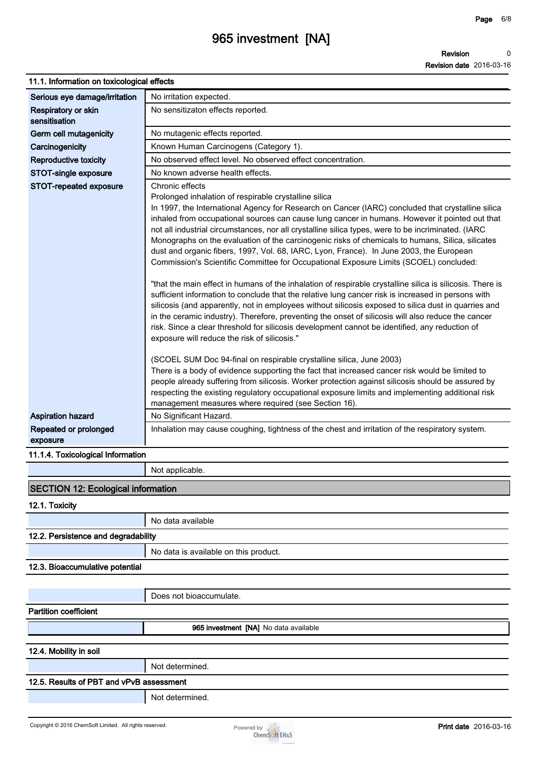### 11.1. Information on toxicological effects

| | |
|---|---|
| Serious eye damage/irritation | No irritation expected. |
| Respiratory or skin sensitisation | No sensitizaton effects reported. |
| Germ cell mutagenicity | No mutagenic effects reported. |
| Carcinogenicity | Known Human Carcinogens (Category 1). |
| Reproductive toxicity | No observed effect level. No observed effect concentration. |
| STOT-single exposure | No known adverse health effects. |
| STOT-repeated exposure | Chronic effects<br>Prolonged inhalation of respirable crystalline silica<br>In 1997, the International Agency for Research on Cancer (IARC) concluded that crystalline silica inhaled from occupational sources can cause lung cancer in humans. However it pointed out that not all industrial circumstances, nor all crystalline silica types, were to be incriminated. (IARC Monographs on the evaluation of the carcinogenic risks of chemicals to humans, Silica, silicates dust and organic fibers, 1997, Vol. 68, IARC, Lyon, France). In June 2003, the European Commission's Scientific Committee for Occupational Exposure Limits (SCOEL) concluded:<br><br>"that the main effect in humans of the inhalation of respirable crystalline silica is silicosis. There is sufficient information to conclude that the relative lung cancer risk is increased in persons with silicosis (and apparently, not in employees without silicosis exposed to silica dust in quarries and in the ceramic industry). Therefore, preventing the onset of silicosis will also reduce the cancer risk. Since a clear threshold for silicosis development cannot be identified, any reduction of exposure will reduce the risk of silicosis."<br><br>(SCOEL SUM Doc 94-final on respirable crystalline silica, June 2003)<br>There is a body of evidence supporting the fact that increased cancer risk would be limited to people already suffering from silicosis. Worker protection against silicosis should be assured by respecting the existing regulatory occupational exposure limits and implementing additional risk management measures where required (see Section 16). |
| Aspiration hazard | No Significant Hazard. |
| Repeated or prolonged exposure | Inhalation may cause coughing, tightness of the chest and irritation of the respiratory system. |

### 11.1.4. Toxicological Information

Not applicable.

## SECTION 12: Ecological information

### 12.1. Toxicity

No data available

### 12.2. Persistence and degradability

No data is available on this product.

### 12.3. Bioaccumulative potential

Does not bioaccumulate.

**Partition coefficient**

**965 investment [NA]** No data available

### 12.4. Mobility in soil

Not determined.

### 12.5. Results of PBT and vPvB assessment

Not determined.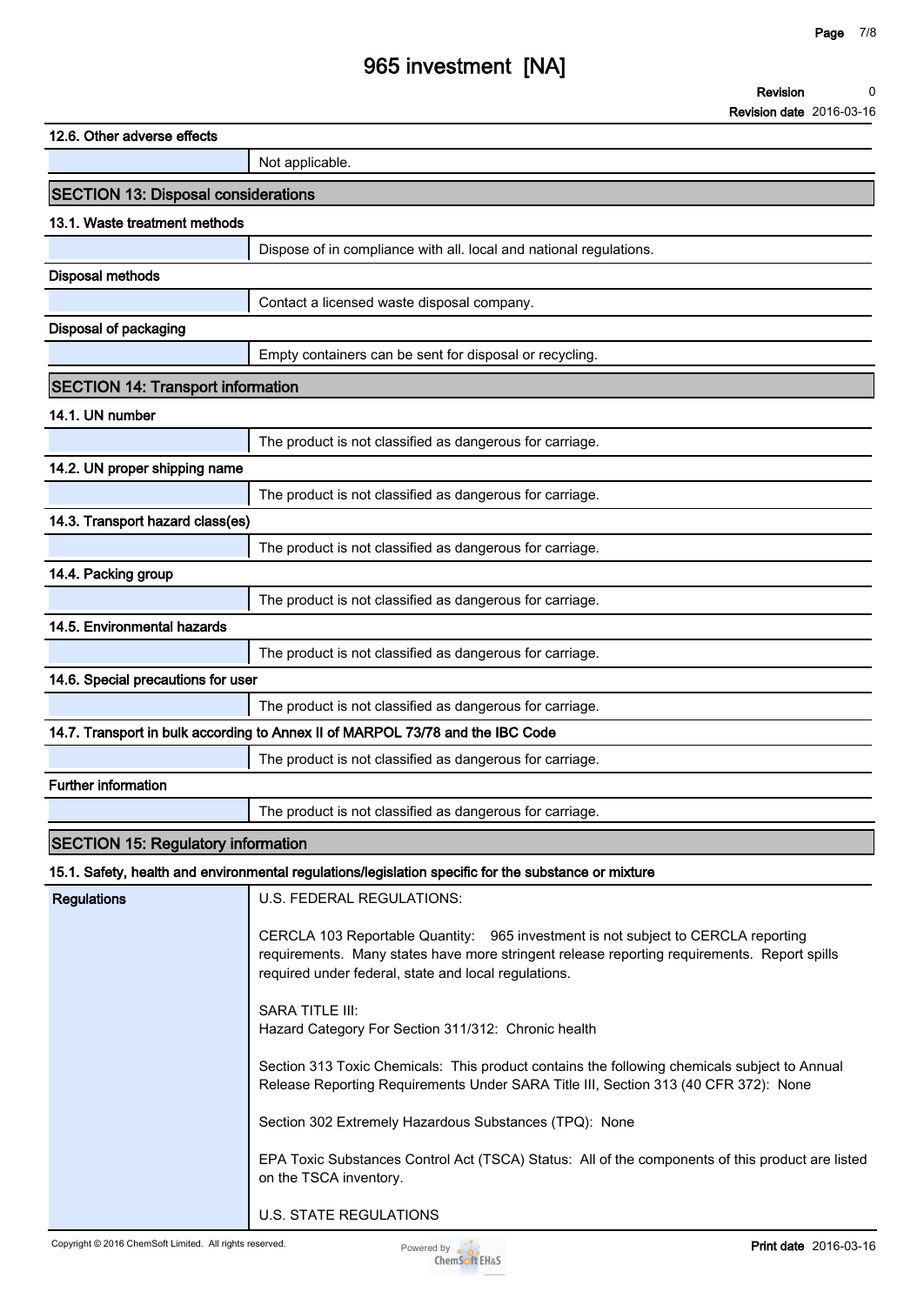### 12.6. Other adverse effects

| | |
|---|---|
| | Not applicable. |

## SECTION 13: Disposal considerations

### 13.1. Waste treatment methods

| | |
|---|---|
| | Dispose of in compliance with all. local and national regulations. |

**Disposal methods**

| | |
|---|---|
| | Contact a licensed waste disposal company. |

**Disposal of packaging**

| | |
|---|---|
| | Empty containers can be sent for disposal or recycling. |

## SECTION 14: Transport information

### 14.1. UN number

| | |
|---|---|
| | The product is not classified as dangerous for carriage. |

### 14.2. UN proper shipping name

| | |
|---|---|
| | The product is not classified as dangerous for carriage. |

### 14.3. Transport hazard class(es)

| | |
|---|---|
| | The product is not classified as dangerous for carriage. |

### 14.4. Packing group

| | |
|---|---|
| | The product is not classified as dangerous for carriage. |

### 14.5. Environmental hazards

| | |
|---|---|
| | The product is not classified as dangerous for carriage. |

### 14.6. Special precautions for user

| | |
|---|---|
| | The product is not classified as dangerous for carriage. |

### 14.7. Transport in bulk according to Annex II of MARPOL 73/78 and the IBC Code

| | |
|---|---|
| | The product is not classified as dangerous for carriage. |

**Further information**

| | |
|---|---|
| | The product is not classified as dangerous for carriage. |

## SECTION 15: Regulatory information

### 15.1. Safety, health and environmental regulations/legislation specific for the substance or mixture

**Regulations**

U.S. FEDERAL REGULATIONS:

CERCLA 103 Reportable Quantity: 965 investment is not subject to CERCLA reporting requirements. Many states have more stringent release reporting requirements. Report spills required under federal, state and local regulations.

SARA TITLE III:
Hazard Category For Section 311/312: Chronic health

Section 313 Toxic Chemicals: This product contains the following chemicals subject to Annual Release Reporting Requirements Under SARA Title III, Section 313 (40 CFR 372): None

Section 302 Extremely Hazardous Substances (TPQ): None

EPA Toxic Substances Control Act (TSCA) Status: All of the components of this product are listed on the TSCA inventory.

U.S. STATE REGULATIONS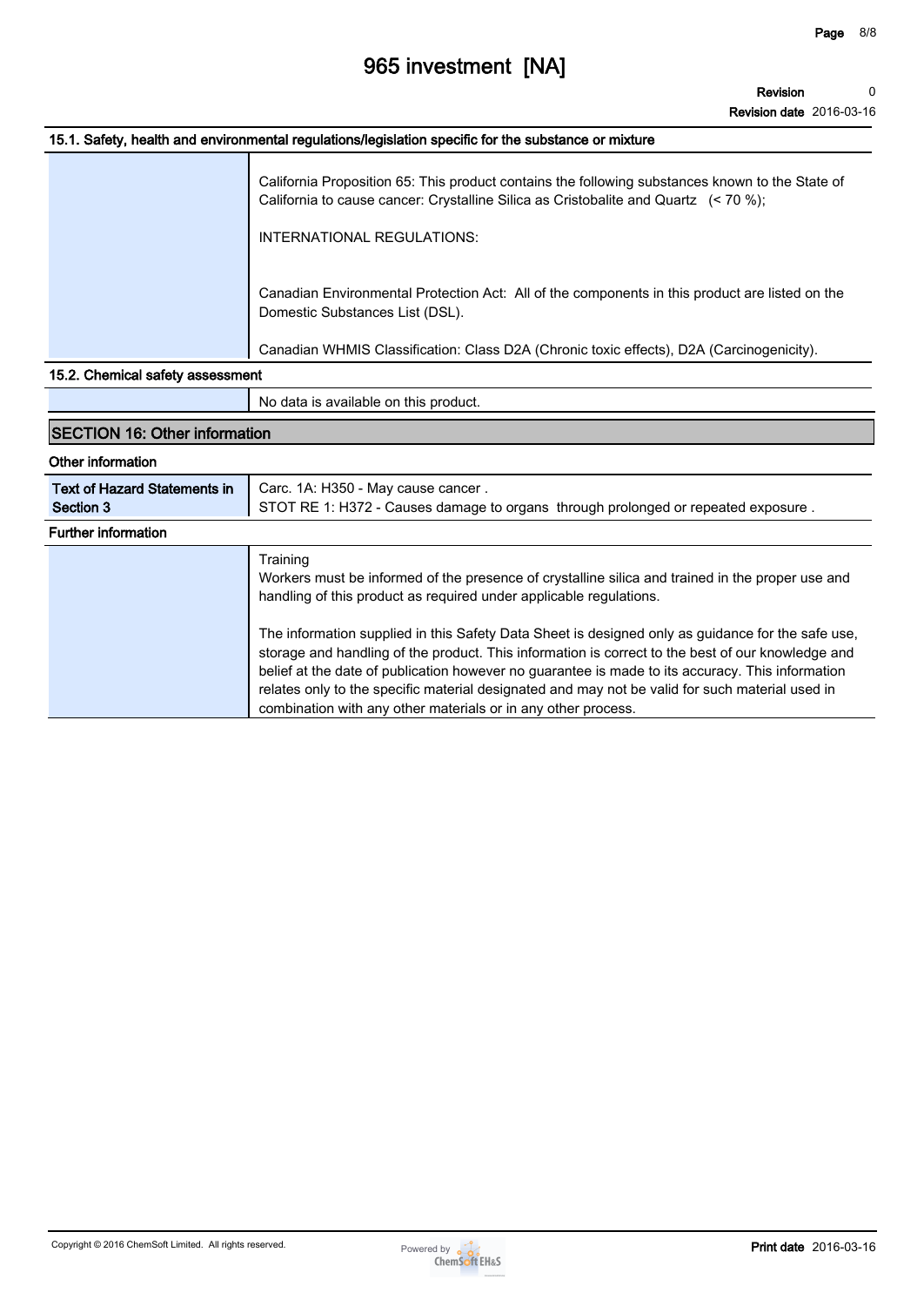### 15.1. Safety, health and environmental regulations/legislation specific for the substance or mixture

| | |
|---|---|
| | California Proposition 65: This product contains the following substances known to the State of California to cause cancer: Crystalline Silica as Cristobalite and Quartz (< 70 %);<br><br>INTERNATIONAL REGULATIONS:<br><br>Canadian Environmental Protection Act: All of the components in this product are listed on the Domestic Substances List (DSL).<br><br>Canadian WHMIS Classification: Class D2A (Chronic toxic effects), D2A (Carcinogenicity). |

### 15.2. Chemical safety assessment

| | |
|---|---|
| | No data is available on this product. |

## SECTION 16: Other information

### Other information

| | |
|---|---|
| **Text of Hazard Statements in Section 3** | Carc. 1A: H350 - May cause cancer .<br>STOT RE 1: H372 - Causes damage to organs through prolonged or repeated exposure . |

### Further information

| | |
|---|---|
| | Training<br>Workers must be informed of the presence of crystalline silica and trained in the proper use and handling of this product as required under applicable regulations.<br><br>The information supplied in this Safety Data Sheet is designed only as guidance for the safe use, storage and handling of the product. This information is correct to the best of our knowledge and belief at the date of publication however no guarantee is made to its accuracy. This information relates only to the specific material designated and may not be valid for such material used in combination with any other materials or in any other process. |